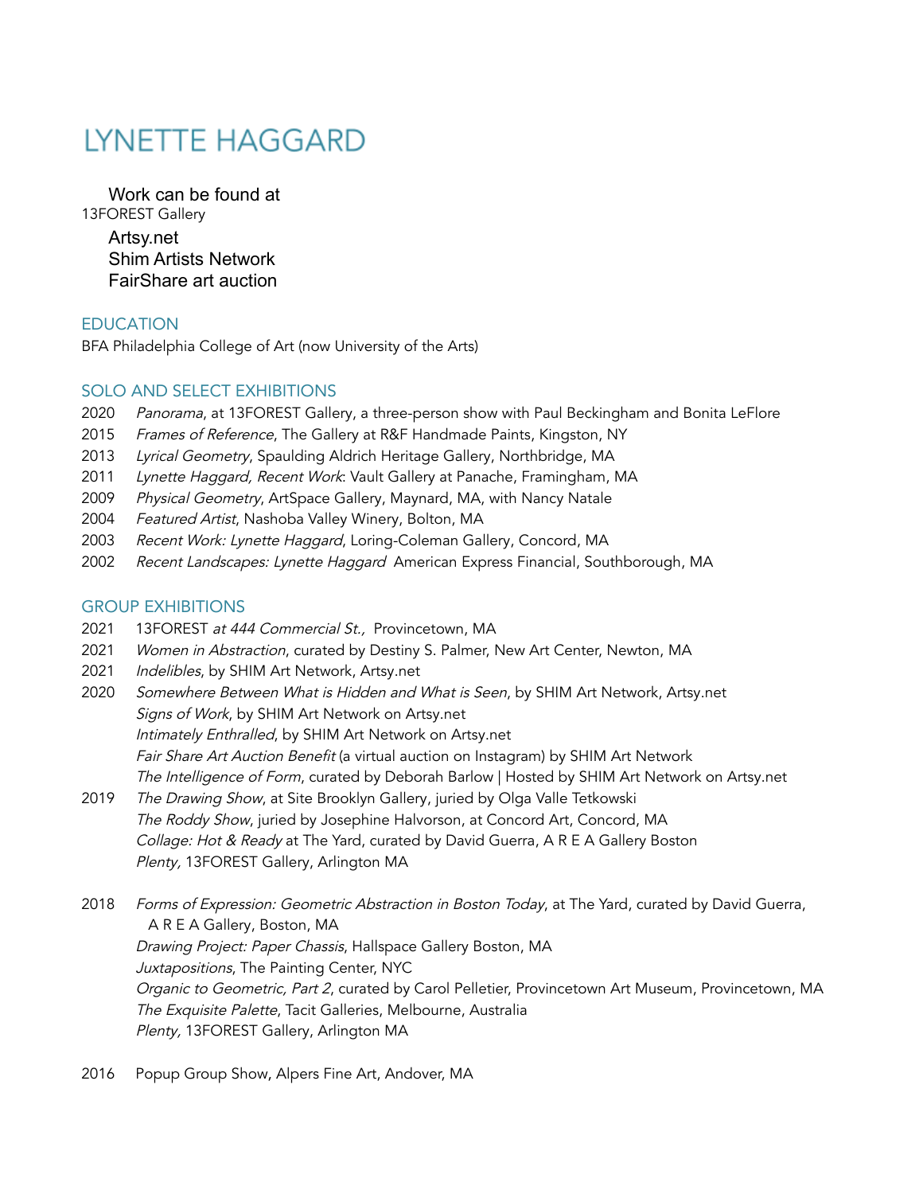# LYNETTE HAGGARD

Work can be found at
13FOREST Gallery
Artsy.net
Shim Artists Network
FairShare art auction

## EDUCATION

BFA Philadelphia College of Art (now University of the Arts)

## SOLO AND SELECT EXHIBITIONS

2020 *Panorama*, at 13FOREST Gallery, a three-person show with Paul Beckingham and Bonita LeFlore
2015 *Frames of Reference*, The Gallery at R&F Handmade Paints, Kingston, NY
2013 *Lyrical Geometry*, Spaulding Aldrich Heritage Gallery, Northbridge, MA
2011 *Lynette Haggard, Recent Work*: Vault Gallery at Panache, Framingham, MA
2009 *Physical Geometry*, ArtSpace Gallery, Maynard, MA, with Nancy Natale
2004 *Featured Artist*, Nashoba Valley Winery, Bolton, MA
2003 *Recent Work: Lynette Haggard*, Loring-Coleman Gallery, Concord, MA
2002 *Recent Landscapes: Lynette Haggard* American Express Financial, Southborough, MA

## GROUP EXHIBITIONS

2021 13FOREST *at 444 Commercial St.,* Provincetown, MA
2021 *Women in Abstraction*, curated by Destiny S. Palmer, New Art Center, Newton, MA
2021 *Indelibles*, by SHIM Art Network, Artsy.net
2020 *Somewhere Between What is Hidden and What is Seen*, by SHIM Art Network, Artsy.net
*Signs of Work*, by SHIM Art Network on Artsy.net
*Intimately Enthralled*, by SHIM Art Network on Artsy.net
*Fair Share Art Auction Benefit* (a virtual auction on Instagram) by SHIM Art Network
*The Intelligence of Form*, curated by Deborah Barlow | Hosted by SHIM Art Network on Artsy.net
2019 *The Drawing Show*, at Site Brooklyn Gallery, juried by Olga Valle Tetkowski
*The Roddy Show*, juried by Josephine Halvorson, at Concord Art, Concord, MA
*Collage: Hot & Ready* at The Yard, curated by David Guerra, A R E A Gallery Boston
*Plenty,* 13FOREST Gallery, Arlington MA

2018 *Forms of Expression: Geometric Abstraction in Boston Today*, at The Yard, curated by David Guerra, A R E A Gallery, Boston, MA
*Drawing Project: Paper Chassis*, Hallspace Gallery Boston, MA
*Juxtapositions*, The Painting Center, NYC
*Organic to Geometric, Part 2*, curated by Carol Pelletier, Provincetown Art Museum, Provincetown, MA
*The Exquisite Palette*, Tacit Galleries, Melbourne, Australia
*Plenty,* 13FOREST Gallery, Arlington MA

2016 Popup Group Show, Alpers Fine Art, Andover, MA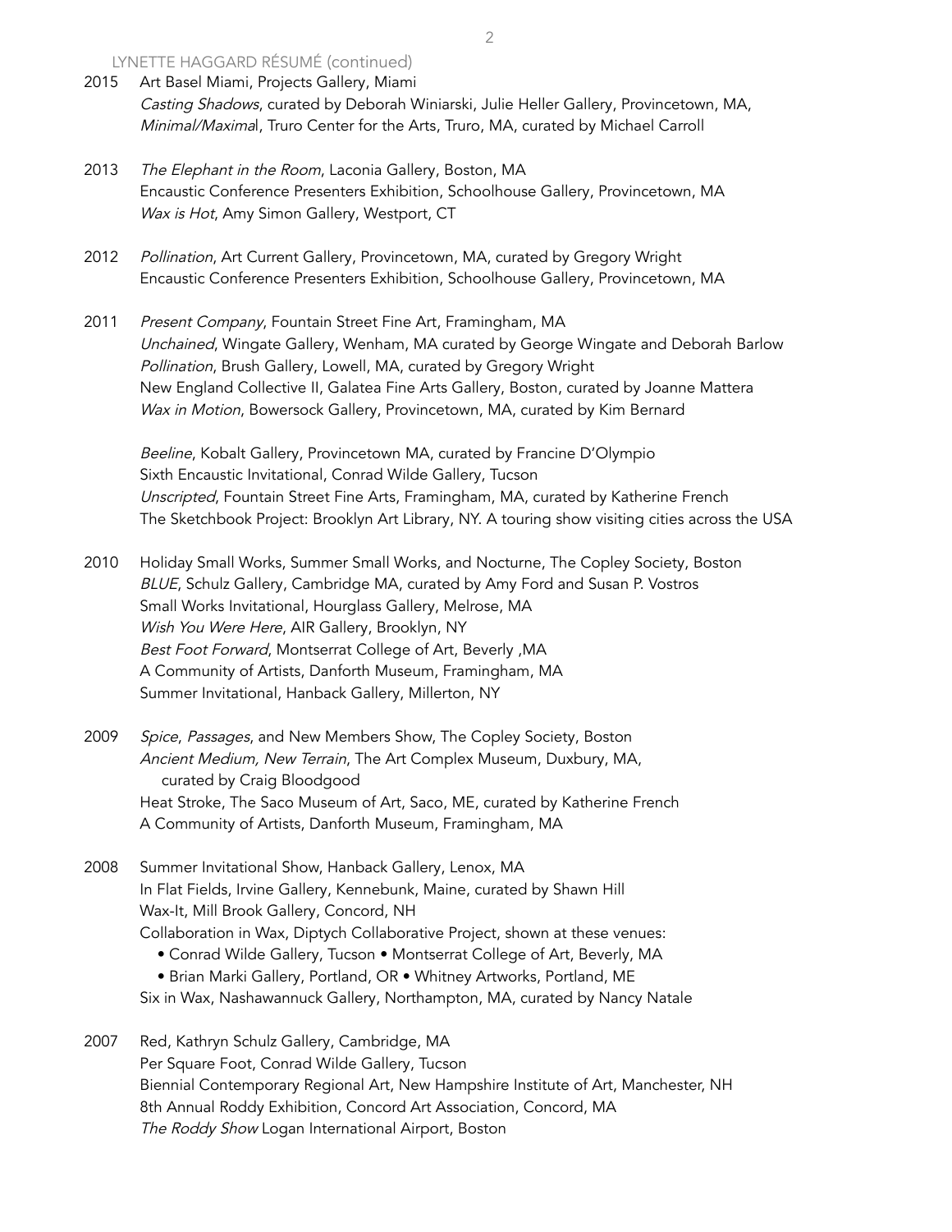2015 Art Basel Miami, Projects Gallery, Miami
*Casting Shadows*, curated by Deborah Winiarski, Julie Heller Gallery, Provincetown, MA,
*Minimal/Maximal*, Truro Center for the Arts, Truro, MA, curated by Michael Carroll

2013 *The Elephant in the Room*, Laconia Gallery, Boston, MA
Encaustic Conference Presenters Exhibition, Schoolhouse Gallery, Provincetown, MA
*Wax is Hot*, Amy Simon Gallery, Westport, CT

2012 *Pollination*, Art Current Gallery, Provincetown, MA, curated by Gregory Wright
Encaustic Conference Presenters Exhibition, Schoolhouse Gallery, Provincetown, MA

2011 *Present Company*, Fountain Street Fine Art, Framingham, MA
*Unchained*, Wingate Gallery, Wenham, MA curated by George Wingate and Deborah Barlow
*Pollination*, Brush Gallery, Lowell, MA, curated by Gregory Wright
New England Collective II, Galatea Fine Arts Gallery, Boston, curated by Joanne Mattera
*Wax in Motion*, Bowersock Gallery, Provincetown, MA, curated by Kim Bernard

*Beeline*, Kobalt Gallery, Provincetown MA, curated by Francine D'Olympio
Sixth Encaustic Invitational, Conrad Wilde Gallery, Tucson
*Unscripted*, Fountain Street Fine Arts, Framingham, MA, curated by Katherine French
The Sketchbook Project: Brooklyn Art Library, NY. A touring show visiting cities across the USA

2010 Holiday Small Works, Summer Small Works, and Nocturne, The Copley Society, Boston
*BLUE*, Schulz Gallery, Cambridge MA, curated by Amy Ford and Susan P. Vostros
Small Works Invitational, Hourglass Gallery, Melrose, MA
*Wish You Were Here*, AIR Gallery, Brooklyn, NY
*Best Foot Forward*, Montserrat College of Art, Beverly ,MA
A Community of Artists, Danforth Museum, Framingham, MA
Summer Invitational, Hanback Gallery, Millerton, NY

2009 *Spice*, *Passages*, and New Members Show, The Copley Society, Boston
*Ancient Medium, New Terrain*, The Art Complex Museum, Duxbury, MA,
curated by Craig Bloodgood
Heat Stroke, The Saco Museum of Art, Saco, ME, curated by Katherine French
A Community of Artists, Danforth Museum, Framingham, MA

2008 Summer Invitational Show, Hanback Gallery, Lenox, MA
In Flat Fields, Irvine Gallery, Kennebunk, Maine, curated by Shawn Hill
Wax-It, Mill Brook Gallery, Concord, NH
Collaboration in Wax, Diptych Collaborative Project, shown at these venues:
- Conrad Wilde Gallery, Tucson • Montserrat College of Art, Beverly, MA
- Brian Marki Gallery, Portland, OR • Whitney Artworks, Portland, ME

Six in Wax, Nashawannuck Gallery, Northampton, MA, curated by Nancy Natale

2007 Red, Kathryn Schulz Gallery, Cambridge, MA
Per Square Foot, Conrad Wilde Gallery, Tucson
Biennial Contemporary Regional Art, New Hampshire Institute of Art, Manchester, NH
8th Annual Roddy Exhibition, Concord Art Association, Concord, MA
*The Roddy Show* Logan International Airport, Boston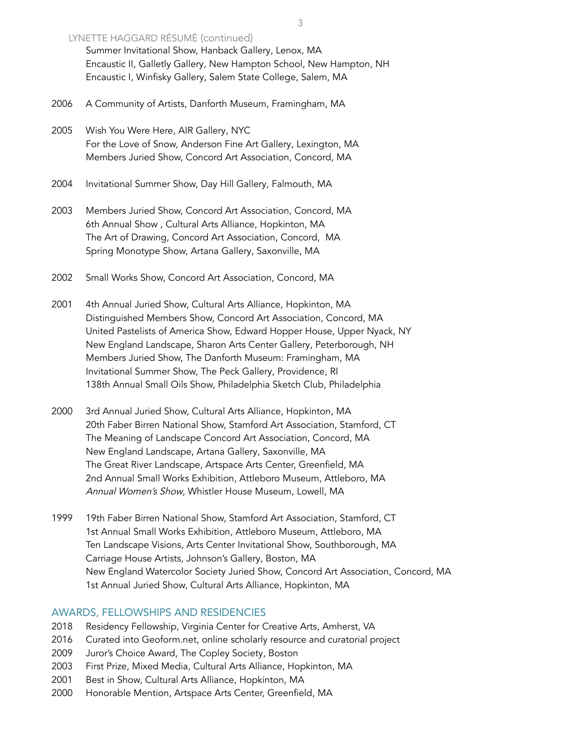Summer Invitational Show, Hanback Gallery, Lenox, MA
Encaustic II, Galletly Gallery, New Hampton School, New Hampton, NH
Encaustic I, Winfisky Gallery, Salem State College, Salem, MA

2006 A Community of Artists, Danforth Museum, Framingham, MA

2005 Wish You Were Here, AIR Gallery, NYC
For the Love of Snow, Anderson Fine Art Gallery, Lexington, MA
Members Juried Show, Concord Art Association, Concord, MA

2004 Invitational Summer Show, Day Hill Gallery, Falmouth, MA

2003 Members Juried Show, Concord Art Association, Concord, MA
6th Annual Show , Cultural Arts Alliance, Hopkinton, MA
The Art of Drawing, Concord Art Association, Concord, MA
Spring Monotype Show, Artana Gallery, Saxonville, MA

2002 Small Works Show, Concord Art Association, Concord, MA

2001 4th Annual Juried Show, Cultural Arts Alliance, Hopkinton, MA
Distinguished Members Show, Concord Art Association, Concord, MA
United Pastelists of America Show, Edward Hopper House, Upper Nyack, NY
New England Landscape, Sharon Arts Center Gallery, Peterborough, NH
Members Juried Show, The Danforth Museum: Framingham, MA
Invitational Summer Show, The Peck Gallery, Providence, RI
138th Annual Small Oils Show, Philadelphia Sketch Club, Philadelphia

2000 3rd Annual Juried Show, Cultural Arts Alliance, Hopkinton, MA
20th Faber Birren National Show, Stamford Art Association, Stamford, CT
The Meaning of Landscape Concord Art Association, Concord, MA
New England Landscape, Artana Gallery, Saxonville, MA
The Great River Landscape, Artspace Arts Center, Greenfield, MA
2nd Annual Small Works Exhibition, Attleboro Museum, Attleboro, MA
*Annual Women's Show*, Whistler House Museum, Lowell, MA

1999 19th Faber Birren National Show, Stamford Art Association, Stamford, CT
1st Annual Small Works Exhibition, Attleboro Museum, Attleboro, MA
Ten Landscape Visions, Arts Center Invitational Show, Southborough, MA
Carriage House Artists, Johnson's Gallery, Boston, MA
New England Watercolor Society Juried Show, Concord Art Association, Concord, MA
1st Annual Juried Show, Cultural Arts Alliance, Hopkinton, MA

## AWARDS, FELLOWSHIPS AND RESIDENCIES

2018 Residency Fellowship, Virginia Center for Creative Arts, Amherst, VA
2016 Curated into Geoform.net, online scholarly resource and curatorial project
2009 Juror's Choice Award, The Copley Society, Boston
2003 First Prize, Mixed Media, Cultural Arts Alliance, Hopkinton, MA
2001 Best in Show, Cultural Arts Alliance, Hopkinton, MA
2000 Honorable Mention, Artspace Arts Center, Greenfield, MA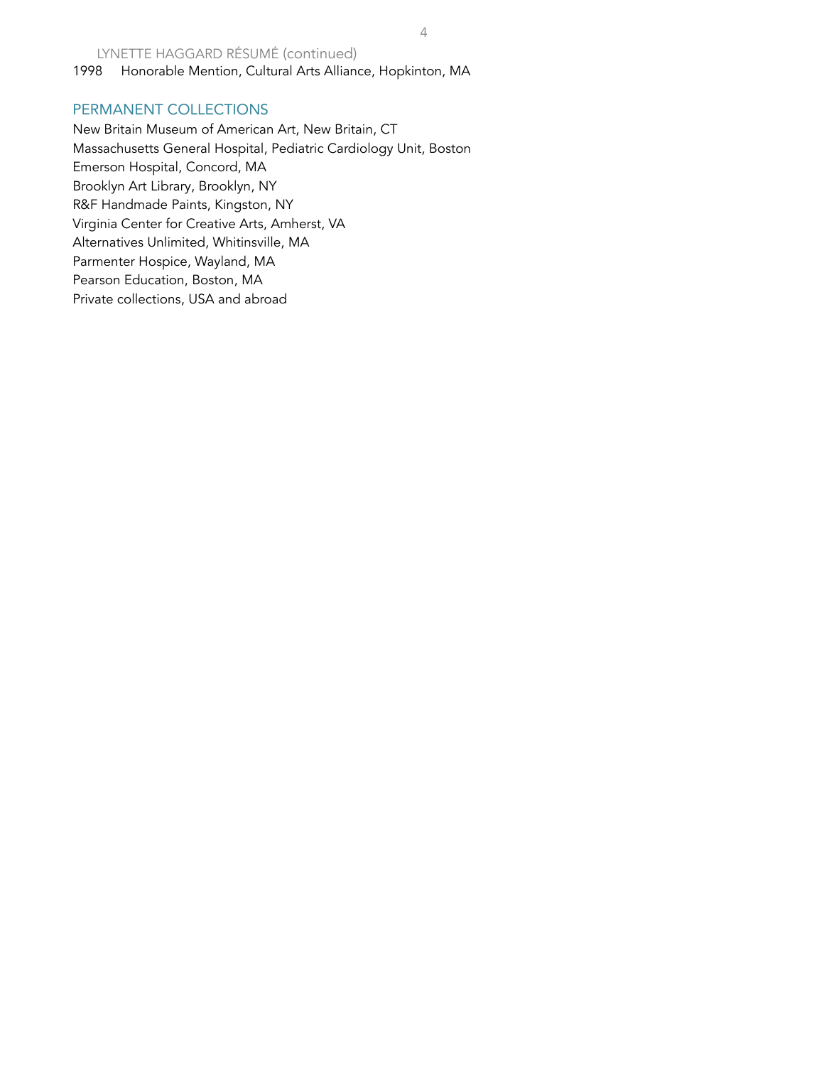1998 Honorable Mention, Cultural Arts Alliance, Hopkinton, MA

## PERMANENT COLLECTIONS

New Britain Museum of American Art, New Britain, CT
Massachusetts General Hospital, Pediatric Cardiology Unit, Boston
Emerson Hospital, Concord, MA
Brooklyn Art Library, Brooklyn, NY
R&F Handmade Paints, Kingston, NY
Virginia Center for Creative Arts, Amherst, VA
Alternatives Unlimited, Whitinsville, MA
Parmenter Hospice, Wayland, MA
Pearson Education, Boston, MA
Private collections, USA and abroad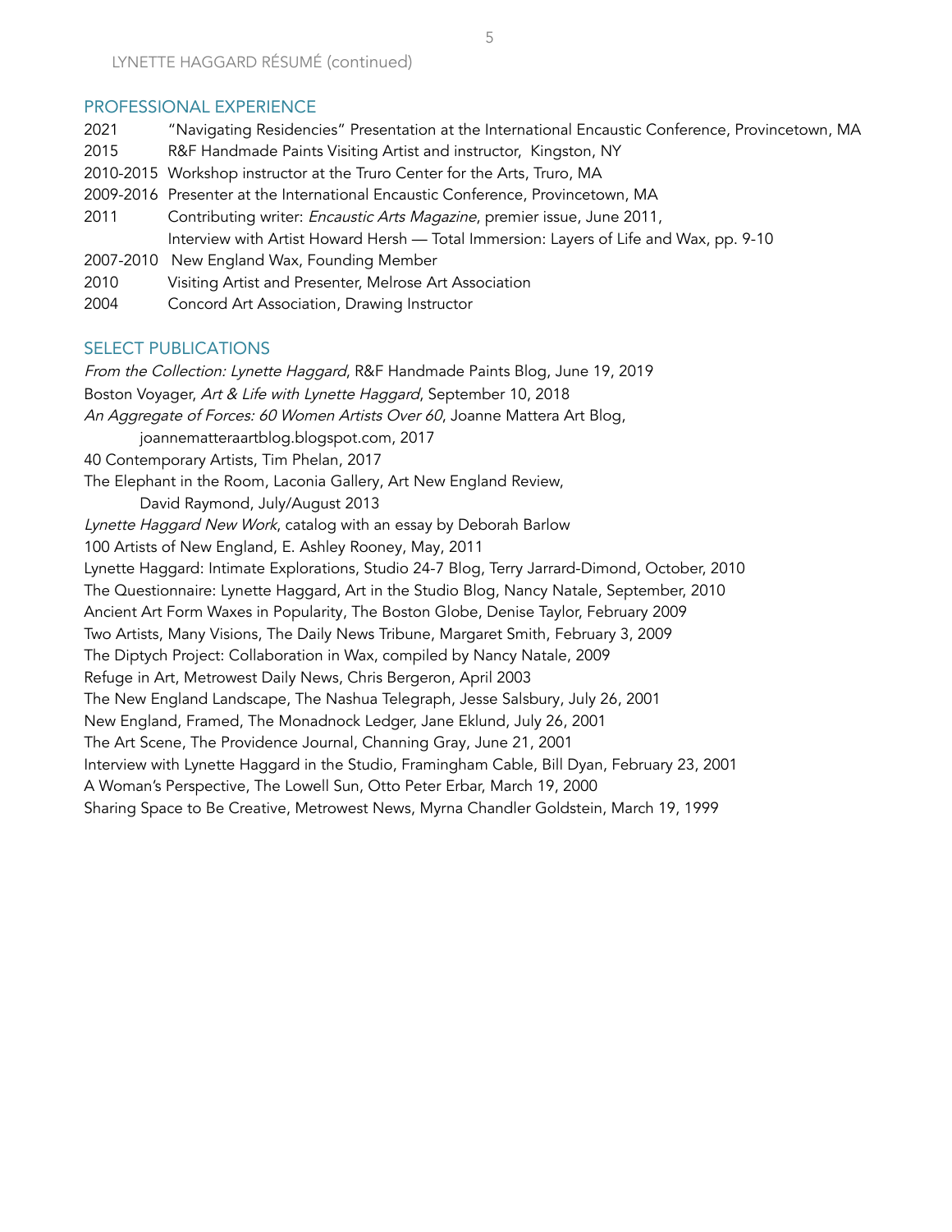## PROFESSIONAL EXPERIENCE

2021 "Navigating Residencies" Presentation at the International Encaustic Conference, Provincetown, MA
2015 R&F Handmade Paints Visiting Artist and instructor, Kingston, NY
2010-2015 Workshop instructor at the Truro Center for the Arts, Truro, MA
2009-2016 Presenter at the International Encaustic Conference, Provincetown, MA
2011 Contributing writer: *Encaustic Arts Magazine*, premier issue, June 2011,
Interview with Artist Howard Hersh — Total Immersion: Layers of Life and Wax, pp. 9-10
2007-2010 New England Wax, Founding Member
2010 Visiting Artist and Presenter, Melrose Art Association
2004 Concord Art Association, Drawing Instructor

## SELECT PUBLICATIONS

*From the Collection: Lynette Haggard*, R&F Handmade Paints Blog, June 19, 2019
Boston Voyager, *Art & Life with Lynette Haggard*, September 10, 2018
*An Aggregate of Forces: 60 Women Artists Over 60*, Joanne Mattera Art Blog,
joannematteraartblog.blogspot.com, 2017
40 Contemporary Artists, Tim Phelan, 2017
The Elephant in the Room, Laconia Gallery, Art New England Review,
David Raymond, July/August 2013
*Lynette Haggard New Work*, catalog with an essay by Deborah Barlow
100 Artists of New England, E. Ashley Rooney, May, 2011
Lynette Haggard: Intimate Explorations, Studio 24-7 Blog, Terry Jarrard-Dimond, October, 2010
The Questionnaire: Lynette Haggard, Art in the Studio Blog, Nancy Natale, September, 2010
Ancient Art Form Waxes in Popularity, The Boston Globe, Denise Taylor, February 2009
Two Artists, Many Visions, The Daily News Tribune, Margaret Smith, February 3, 2009
The Diptych Project: Collaboration in Wax, compiled by Nancy Natale, 2009
Refuge in Art, Metrowest Daily News, Chris Bergeron, April 2003
The New England Landscape, The Nashua Telegraph, Jesse Salsbury, July 26, 2001
New England, Framed, The Monadnock Ledger, Jane Eklund, July 26, 2001
The Art Scene, The Providence Journal, Channing Gray, June 21, 2001
Interview with Lynette Haggard in the Studio, Framingham Cable, Bill Dyan, February 23, 2001
A Woman's Perspective, The Lowell Sun, Otto Peter Erbar, March 19, 2000
Sharing Space to Be Creative, Metrowest News, Myrna Chandler Goldstein, March 19, 1999